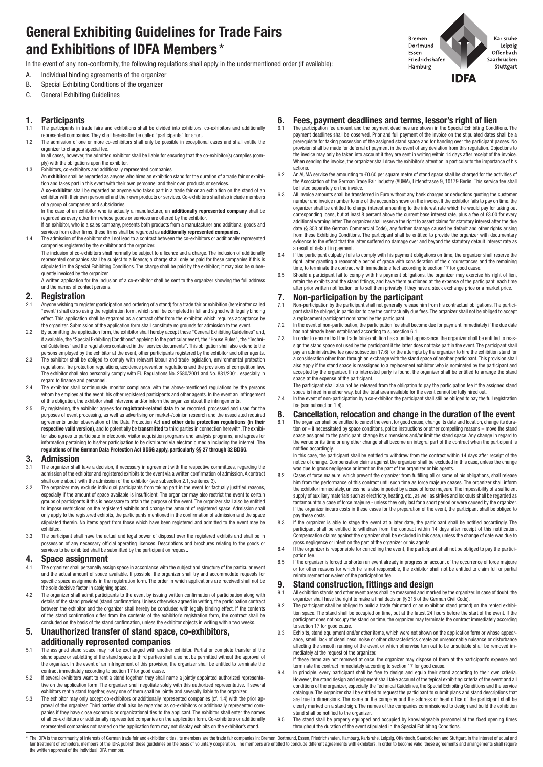# General Exhibiting Guidelines for Trade Fairs and Exhibitions of IDFA Members *

In the event of any non-conformity, the following regulations shall apply in the undermentioned order (if available):

A. Individual binding agreements of the organizer
B. Special Exhibiting Conditions of the organizer
C. General Exhibiting Guidelines

Bremen, Dortmund, Essen, Friedrichshafen, Hamburg, Karlsruhe, Leipzig, Offenbach, Saarbrücken, Stuttgart — IDFA

## 1. Participants

1.1 The participants in trade fairs and exhibitions shall be divided into exhibitors, co-exhibitors and additionally represented companies. They shall hereinafter be called "participants" for short.

1.2 The admission of one or more co-exhibitors shall only be possible in exceptional cases and shall entitle the organizer to charge a special fee.
In all cases, however, the admitted exhibitor shall be liable for ensuring that the co-exhibitor(s) complies (comply) with the obligations upon the exhibitor.

1.3 Exhibitors, co-exhibitors and additionally represented companies
An **exhibitor** shall be regarded as anyone who hires an exhibition stand for the duration of a trade fair or exhibition and takes part in this event with their own personnel and their own products or services.
A **co-exhibitor** shall be regarded as anyone who takes part in a trade fair or an exhibition on the stand of an exhibitor with their own personnel and their own products or services. Co-exhibitors shall also include members of a group of companies and subsidiaries.
In the case of an exhibitor who is actually a manufacturer, an **additionally represented company** shall be regarded as every other firm whose goods or services are offered by the exhibitor.
If an exhibitor, who is a sales company, presents both products from a manufacturer and additional goods and services from other firms, these firms shall be regarded as **additionally represented companies**.

1.4 The admission of the exhibitor shall not lead to a contract between the co-exhibitors or additionally represented companies registered by the exhibitor and the organizer.
The inclusion of co-exhibitors shall normally be subject to a licence and a charge. The inclusion of additionally represented companies shall be subject to a licence; a charge shall only be paid for these companies if this is stipulated in the Special Exhibiting Conditions. The charge shall be paid by the exhibitor; it may also be subsequently invoiced by the organizer.
A written application for the inclusion of a co-exhibitor shall be sent to the organizer showing the full address and the names of contact persons.

## 2. Registration

2.1 Anyone wishing to register (participation and ordering of a stand) for a trade fair or exhibition (hereinafter called "event") shall do so using the registration form, which shall be completed in full and signed with legally binding effect. This application shall be regarded as a contract offer from the exhibitor, which requires acceptance by the organizer. Submission of the application form shall constitute no grounds for admission to the event.

2.2 By submitting the application form, the exhibitor shall hereby accept these "General Exhibiting Guidelines" and, if available, the "Special Exhibiting Conditions" applying to the particular event, the "House Rules", the "Technical Guidelines" and the regulations contained in the "service documents". This obligation shall also extend to the persons employed by the exhibitor at the event, other participants registered by the exhibitor and other agents.

2.3 The exhibitor shall be obliged to comply with relevant labour and trade legislation, environmental protection regulations, fire protection regulations, accidence prevention regulations and the provisions of competition law. The exhibitor shall also personally comply with EU Regulations No. 2580/2001 and No. 881/2001, especially in regard to finance and personnel.

2.4 The exhibitor shall continuously monitor compliance with the above-mentioned regulations by the persons whom he employs at the event, his other registered participants and other agents. In the event an infringement of this obligation, the exhibitor shall intervene and/or inform the organizer about the infringements.

2.5 By registering, the exhibitor agrees **for registrant-related data** to be recorded, processed and used for the purposes of event processing, as well as advertising **or** market-/opinion research and the associated required agreements under observation of the Data Protection Act **and other data protection regulations (in their respective valid version)**, and to potentially be **transmitted** to third parties in connection herewith. The exhibitor also agrees to participate in electronic visitor acquisition programs and analysis programs, and agrees for information pertaining to his/her participation to be distributed via electronic media including the internet. **The regulations of the German Data Protection Act BDSG apply, particularly §§ 27 through 32 BDSG.**

## 3. Admission

3.1 The organizer shall take a decision, if necessary in agreement with the respective committees, regarding the admission of the exhibitor and registered exhibits to the event via a written confirmation of admission. A contract shall come about with the admission of the exhibitor (see subsection 2.1, sentence 3).

3.2 The organizer may exclude individual participants from taking part in the event for factually justified reasons, especially if the amount of space available is insufficient. The organizer may also restrict the event to certain groups of participants if this is necessary to attain the purpose of the event. The organizer shall also be entitled to impose restrictions on the registered exhibits and change the amount of registered space. Admission shall only apply to the registered exhibits, the participants mentioned in the confirmation of admission and the space stipulated therein. No items apart from those which have been registered and admitted to the event may be exhibited.

3.3 The participant shall have the actual and legal power of disposal over the registered exhibits and shall be in possession of any necessary official operating licences. Descriptions and brochures relating to the goods or services to be exhibited shall be submitted by the participant on request.

## 4. Space assignment

4.1 The organizer shall personally assign space in accordance with the subject and structure of the particular event and the actual amount of space available. If possible, the organizer shall try and accommodate requests for specific space assignments in the registration form. The order in which applications are received shall not be the sole decisive factor in assigning space.

4.2 The organizer shall admit participants to the event by issuing written confirmation of participation along with details of the stand provided (stand confirmation). Unless otherwise agreed in writing, the participation contract between the exhibitor and the organizer shall hereby be concluded with legally binding effect. If the contents of the stand confirmation differ from the contents of the exhibitor's registration form, the contract shall be concluded on the basis of the stand confirmation, unless the exhibitor objects in writing within two weeks.

## 5. Unauthorized transfer of stand space, co-exhibitors, additionally represented companies

5.1 The assigned stand space may not be exchanged with another exhibitor. Partial or complete transfer of the stand space or subletting of the stand space to third parties shall also not be permitted without the approval of the organizer. In the event of an infringement of this provision, the organizer shall be entitled to terminate the contract immediately according to section 17 for good cause.

5.2 If several exhibitors want to rent a stand together, they shall name a jointly appointed authorized representative on the application form. The organizer shall negotiate solely with this authorized representative. If several exhibitors rent a stand together, every one of them shall be jointly and severally liable to the organizer.

5.3 The exhibitor may only accept co-exhibitors or additionally represented companies (cf. 1.4) with the prior approval of the organizer. Third parties shall also be regarded as co-exhibitors or additionally represented companies if they have close economic or organizational ties to the applicant. The exhibitor shall enter the names of all co-exhibitors or additionally represented companies on the application form. Co-exhibitors or additionally represented companies not named on the application form may not display exhibits on the exhibitor's stand.

## 6. Fees, payment deadlines and terms, lessor's right of lien

6.1 The participation fee amount and the payment deadlines are shown in the Special Exhibiting Conditions. The payment deadlines shall be observed. Prior and full payment of the invoice on the stipulated dates shall be a prerequisite for taking possession of the assigned stand space and for handing over the participant passes. No provision shall be made for deferral of payment in the event of any deviation from this regulation. Objections to the invoice may only be taken into account if they are sent in writing within 14 days after receipt of the invoice. When sending the invoice, the organizer shall draw the exhibitor's attention in particular to the importance of his actions.

6.2 An AUMA service fee amounting to €0.60 per square metre of stand space shall be charged for the activities of the Association of the German Trade Fair Industry (AUMA), Littenstrasse 9, 10179 Berlin. This service fee shall be listed separately on the invoice.

6.3 All invoice amounts shall be transferred in Euro without any bank charges or deductions quoting the customer number and invoice number to one of the accounts shown on the invoice. If the exhibitor fails to pay on time, the organizer shall be entitled to charge interest amounting to the interest rate which he would pay for taking out corresponding loans, but at least 8 percent above the current base interest rate, plus a fee of €3.00 for every additional warning letter. The organizer shall reserve the right to assert claims for statutory interest after the due date (§ 353 of the German Commercial Code), any further damage caused by default and other rights arising from these Exhibiting Conditions. The participant shall be entitled to provide the organizer with documentary evidence to the effect that the latter suffered no damage over and beyond the statutory default interest rate as a result of default in payment.

6.4 If the participant culpably fails to comply with his payment obligations on time, the organizer shall reserve the right, after granting a reasonable period of grace with consideration of the circumstances and the remaining time, to terminate the contract with immediate effect according to section 17 for good cause.

6.5 Should a participant fail to comply with his payment obligations, the organizer may exercise his right of lien, retain the exhibits and the stand fittings, and have them auctioned at the expense of the participant, each time after prior written notification, or to sell them privately if they have a stock exchange price or a market price.

## 7. Non-participation by the participant

7.1 Non-participation by the participant shall not generally release him from his contractual obligations. The participant shall be obliged, in particular, to pay the contractually due fees. The organizer shall not be obliged to accept a replacement participant nominated by the participant.

7.2 In the event of non-participation, the participation fee shall become due for payment immediately if the due date has not already been established according to subsection 6.1.

7.3 In order to ensure that the trade fair/exhibition has a unified appearance, the organizer shall be entitled to reassign the stand space not used by the participant if the latter does not take part in the event. The participant shall pay an administrative fee (see subsection 17.6) for the attempts by the organizer to hire the exhibition stand for a consideration other than through an exchange with the stand space of another participant. This provision shall also apply if the stand space is reassigned to a replacement exhibitor who is nominated by the participant and accepted by the organizer. If no interested party is found, the organizer shall be entitled to arrange the stand space at the expense of the participant.
The participant shall also not be released from the obligation to pay the participation fee if the assigned stand space is hired in another way, but the total area available for the event cannot be fully hired out.

7.4 In the event of non-participation by a co-exhibitor, the participant shall still be obliged to pay the full registration fee (see subsection 1.4).

## 8. Cancellation, relocation and change in the duration of the event

8.1 The organizer shall be entitled to cancel the event for good cause, change its date and location, change its duration or – if necessitated by space conditions, police instructions or other compelling reasons – move the stand space assigned to the participant, change its dimensions and/or limit the stand space. Any change in regard to the venue or its time or any other change shall become an integral part of the contract when the participant is notified accordingly.
In this case, the participant shall be entitled to withdraw from the contract within 14 days after receipt of the notice of change. Compensation claims against the organizer shall be excluded in this case, unless the change was due to gross negligence or intent on the part of the organizer or his agents.

8.2 Cases of force majeure, which prevent the organizer from fulfilling all or some of his obligations, shall release him from the performance of this contract until such time as force majeure ceases. The organizer shall inform the exhibitor immediately, unless he is also impeded by a case of force majeure. The impossibility of a sufficient supply of auxiliary materials such as electricity, heating, etc., as well as strikes and lockouts shall be regarded as tantamount to a case of force majeure - unless they only last for a short period or were caused by the organizer. If the organizer incurs costs in these cases for the preparation of the event, the participant shall be obliged to pay these costs.

8.3 If the organizer is able to stage the event at a later date, the participant shall be notified accordingly. The participant shall be entitled to withdraw from the contract within 14 days after receipt of this notification. Compensation claims against the organizer shall be excluded in this case, unless the change of date was due to gross negligence or intent on the part of the organizer or his agents.

8.4 If the organizer is responsible for cancelling the event, the participant shall not be obliged to pay the participation fee.

8.5 If the organizer is forced to shorten an event already in progress on account of the occurrence of force majeure or for other reasons for which he is not responsible, the exhibitor shall not be entitled to claim full or partial reimbursement or waiver of the participation fee.

## 9. Stand construction, fittings and design

9.1 All exhibition stands and other event areas shall be measured and marked by the organizer. In case of doubt, the organizer shall have the right to make a final decision (§ 315 of the German Civil Code).

9.2 The participant shall be obliged to build a trade fair stand or an exhibition stand (stand) on the rented exhibition space. The stand shall be occupied on time, but at the latest 24 hours before the start of the event. If the participant does not occupy the stand on time, the organizer may terminate the contract immediately according to section 17 for good cause.

9.3 Exhibits, stand equipment and/or other items, which were not shown on the application form or whose appearance, smell, lack of cleanliness, noise or other characteristics create an unreasonable nuisance or disturbance affecting the smooth running of the event or which otherwise turn out to be unsuitable shall be removed immediately at the request of the organizer.
If these items are not removed at once, the organizer may dispose of them at the participant's expense and terminate the contract immediately according to section 17 for good cause.

9.4 In principle, every participant shall be free to design and equip their stand according to their own criteria. However, the stand design and equipment shall take account of the typical exhibiting criteria of the event and all conditions of the organizer, especially the Technical Guidelines, the Special Exhibiting Conditions and the service catalogue. The organizer shall be entitled to request the participant to submit plans and stand descriptions that are true to dimensions. The name or the company and the address or head office of the participant shall be clearly marked on a stand sign. The names of the companies commissioned to design and build the exhibition stand shall be notified to the organizer.

9.5 The stand shall be properly equipped and occupied by knowledgeable personnel at the fixed opening times throughout the duration of the event stipulated in the Special Exhibiting Conditions.

\* The IDFA is the community of interests of German trade fair and exhibition cities. Its members are the trade fair companies in: Bremen, Dortmund, Essen, Friedrichshafen, Hamburg, Karlsruhe, Leipzig, Offenbach, Saarbrücken and Stuttgart. In the interest of equal and fair treatment of exhibitors, members of the IDFA publish these guidelines on the basis of voluntary cooperation. The members are entitled to conclude different agreements with exhibitors. In order to become valid, these agreements and arrangements shall require the written approval of the individual IDFA member.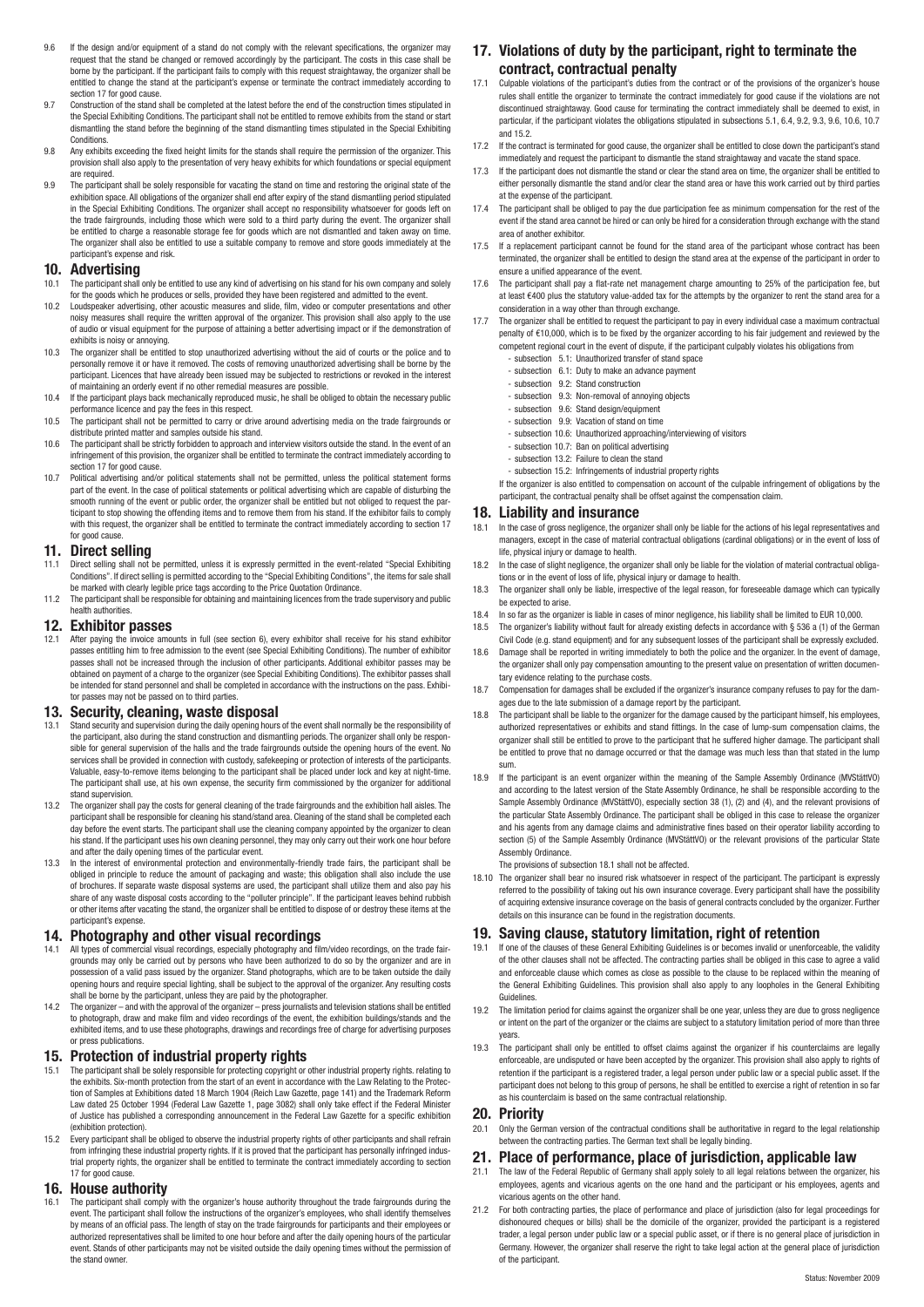9.6 If the design and/or equipment of a stand do not comply with the relevant specifications, the organizer may request that the stand be changed or removed accordingly by the participant. The costs in this case shall be borne by the participant. If the participant fails to comply with this request straightaway, the organizer shall be entitled to change the stand at the participant's expense or terminate the contract immediately according to section 17 for good cause.

9.7 Construction of the stand shall be completed at the latest before the end of the construction times stipulated in the Special Exhibiting Conditions. The participant shall not be entitled to remove exhibits from the stand or start dismantling the stand before the beginning of the stand dismantling times stipulated in the Special Exhibiting Conditions.

9.8 Any exhibits exceeding the fixed height limits for the stands shall require the permission of the organizer. This provision shall also apply to the presentation of very heavy exhibits for which foundations or special equipment are required.

9.9 The participant shall be solely responsible for vacating the stand on time and restoring the original state of the exhibition space. All obligations of the organizer shall end after expiry of the stand dismantling period stipulated in the Special Exhibiting Conditions. The organizer shall accept no responsibility whatsoever for goods left on the trade fairgrounds, including those which were sold to a third party during the event. The organizer shall be entitled to charge a reasonable storage fee for goods which are not dismantled and taken away on time. The organizer shall also be entitled to use a suitable company to remove and store goods immediately at the participant's expense and risk.

## 10. Advertising

10.1 The participant shall only be entitled to use any kind of advertising on his stand for his own company and solely for the goods which he produces or sells, provided they have been registered and admitted to the event.

10.2 Loudspeaker advertising, other acoustic measures and slide, film, video or computer presentations and other noisy measures shall require the written approval of the organizer. This provision shall also apply to the use of audio or visual equipment for the purpose of attaining a better advertising impact or if the demonstration of exhibits is noisy or annoying.

10.3 The organizer shall be entitled to stop unauthorized advertising without the aid of courts or the police and to personally remove it or have it removed. The costs of removing unauthorized advertising shall be borne by the participant. Licences that have already been issued may be subjected to restrictions or revoked in the interest of maintaining an orderly event if no other remedial measures are possible.

10.4 If the participant plays back mechanically reproduced music, he shall be obliged to obtain the necessary public performance licence and pay the fees in this respect.

10.5 The participant shall not be permitted to carry or drive around advertising media on the trade fairgrounds or distribute printed matter and samples outside his stand.

10.6 The participant shall be strictly forbidden to approach and interview visitors outside the stand. In the event of an infringement of this provision, the organizer shall be entitled to terminate the contract immediately according to section 17 for good cause.

10.7 Political advertising and/or political statements shall not be permitted, unless the political statement forms part of the event. In the case of political statements or political advertising which are capable of disturbing the smooth running of the event or public order, the organizer shall be entitled but not obliged to request the participant to stop showing the offending items and to remove them from his stand. If the exhibitor fails to comply with this request, the organizer shall be entitled to terminate the contract immediately according to section 17 for good cause.

## 11. Direct selling

11.1 Direct selling shall not be permitted, unless it is expressly permitted in the event-related "Special Exhibiting Conditions". If direct selling is permitted according to the "Special Exhibiting Conditions", the items for sale shall be marked with clearly legible price tags according to the Price Quotation Ordinance.

11.2 The participant shall be responsible for obtaining and maintaining licences from the trade supervisory and public health authorities.

## 12. Exhibitor passes

12.1 After paying the invoice amounts in full (see section 6), every exhibitor shall receive for his stand exhibitor passes entitling him to free admission to the event (see Special Exhibiting Conditions). The number of exhibitor passes shall not be increased through the inclusion of other participants. Additional exhibitor passes may be obtained on payment of a charge to the organizer (see Special Exhibiting Conditions). The exhibitor passes shall be intended for stand personnel and shall be completed in accordance with the instructions on the pass. Exhibitor passes may not be passed on to third parties.

## 13. Security, cleaning, waste disposal

13.1 Stand security and supervision during the daily opening hours of the event shall normally be the responsibility of the participant, also during the stand construction and dismantling periods. The organizer shall only be responsible for general supervision of the halls and the trade fairgrounds outside the opening hours of the event. No services shall be provided in connection with custody, safekeeping or protection of interests of the participants. Valuable, easy-to-remove items belonging to the participant shall be placed under lock and key at night-time. The participant shall use, at his own expense, the security firm commissioned by the organizer for additional stand supervision.

13.2 The organizer shall pay the costs for general cleaning of the trade fairgrounds and the exhibition hall aisles. The participant shall be responsible for cleaning his stand/stand area. Cleaning of the stand shall be completed each day before the event starts. The participant shall use the cleaning company appointed by the organizer to clean his stand. If the participant uses his own cleaning personnel, they may only carry out their work one hour before and after the daily opening times of the particular event.

13.3 In the interest of environmental protection and environmentally-friendly trade fairs, the participant shall be obliged in principle to reduce the amount of packaging and waste; this obligation shall also include the use of brochures. If separate waste disposal systems are used, the participant shall utilize them and also pay his share of any waste disposal costs according to the "polluter principle". If the participant leaves behind rubbish or other items after vacating the stand, the organizer shall be entitled to dispose of or destroy these items at the participant's expense.

## 14. Photography and other visual recordings

14.1 All types of commercial visual recordings, especially photography and film/video recordings, on the trade fairgrounds may only be carried out by persons who have been authorized to do so by the organizer and are in possession of a valid pass issued by the organizer. Stand photographs, which are to be taken outside the daily opening hours and require special lighting, shall be subject to the approval of the organizer. Any resulting costs shall be borne by the participant, unless they are paid by the photographer.

14.2 The organizer – and with the approval of the organizer – press journalists and television stations shall be entitled to photograph, draw and make film and video recordings of the event, the exhibition buildings/stands and the exhibited items, and to use these photographs, drawings and recordings free of charge for advertising purposes or press publications.

## 15. Protection of industrial property rights

15.1 The participant shall be solely responsible for protecting copyright or other industrial property rights. relating to the exhibits. Six-month protection from the start of an event in accordance with the Law Relating to the Protection of Samples at Exhibitions dated 18 March 1904 (Reich Law Gazette, page 141) and the Trademark Reform Law dated 25 October 1994 (Federal Law Gazette 1, page 3082) shall only take effect if the Federal Minister of Justice has published a corresponding announcement in the Federal Law Gazette for a specific exhibition (exhibition protection).

15.2 Every participant shall be obliged to observe the industrial property rights of other participants and shall refrain from infringing these industrial property rights. If it is proved that the participant has personally infringed industrial property rights, the organizer shall be entitled to terminate the contract immediately according to section 17 for good cause.

## 16. House authority

16.1 The participant shall comply with the organizer's house authority throughout the trade fairgrounds during the event. The participant shall follow the instructions of the organizer's employees, who shall identify themselves by means of an official pass. The length of stay on the trade fairgrounds for participants and their employees or authorized representatives shall be limited to one hour before and after the daily opening hours of the particular event. Stands of other participants may not be visited outside the daily opening times without the permission of the stand owner.

## 17. Violations of duty by the participant, right to terminate the contract, contractual penalty

17.1 Culpable violations of the participant's duties from the contract or of the provisions of the organizer's house rules shall entitle the organizer to terminate the contract immediately for good cause if the violations are not discontinued straightaway. Good cause for terminating the contract immediately shall be deemed to exist, in particular, if the participant violates the obligations stipulated in subsections 5.1, 6.4, 9.2, 9.3, 9.6, 10.6, 10.7 and 15.2.

17.2 If the contract is terminated for good cause, the organizer shall be entitled to close down the participant's stand immediately and request the participant to dismantle the stand straightaway and vacate the stand space.

17.3 If the participant does not dismantle the stand or clear the stand area on time, the organizer shall be entitled to either personally dismantle the stand and/or clear the stand area or have this work carried out by third parties at the expense of the participant.

17.4 The participant shall be obliged to pay the due participation fee as minimum compensation for the rest of the event if the stand area cannot be hired or can only be hired for a consideration through exchange with the stand area of another exhibitor.

17.5 If a replacement participant cannot be found for the stand area of the participant whose contract has been terminated, the organizer shall be entitled to design the stand area at the expense of the participant in order to ensure a unified appearance of the event.

17.6 The participant shall pay a flat-rate net management charge amounting to 25% of the participation fee, but at least €400 plus the statutory value-added tax for the attempts by the organizer to rent the stand area for a consideration in a way other than through exchange.

17.7 The organizer shall be entitled to request the participant to pay in every individual case a maximum contractual penalty of €10,000, which is to be fixed by the organizer according to his fair judgement and reviewed by the competent regional court in the event of dispute, if the participant culpably violates his obligations from

- subsection 5.1: Unauthorized transfer of stand space
- subsection 6.1: Duty to make an advance payment
- subsection 9.2: Stand construction
- subsection 9.3: Non-removal of annoying objects
- subsection 9.6: Stand design/equipment
- subsection 9.9: Vacation of stand on time
- subsection 10.6: Unauthorized approaching/interviewing of visitors
- subsection 10.7: Ban on political advertising
- subsection 13.2: Failure to clean the stand
- subsection 15.2: Infringements of industrial property rights

If the organizer is also entitled to compensation on account of the culpable infringement of obligations by the participant, the contractual penalty shall be offset against the compensation claim.

## 18. Liability and insurance

18.1 In the case of gross negligence, the organizer shall only be liable for the actions of his legal representatives and managers, except in the case of material contractual obligations (cardinal obligations) or in the event of loss of life, physical injury or damage to health.

18.2 In the case of slight negligence, the organizer shall only be liable for the violation of material contractual obligations or in the event of loss of life, physical injury or damage to health.

18.3 The organizer shall only be liable, irrespective of the legal reason, for foreseeable damage which can typically be expected to arise.

18.4 In so far as the organizer is liable in cases of minor negligence, his liability shall be limited to EUR 10,000.

18.5 The organizer's liability without fault for already existing defects in accordance with § 536 a (1) of the German Civil Code (e.g. stand equipment) and for any subsequent losses of the participant shall be expressly excluded.

18.6 Damage shall be reported in writing immediately to both the police and the organizer. In the event of damage, the organizer shall only pay compensation amounting to the present value on presentation of written documentary evidence relating to the purchase costs.

18.7 Compensation for damages shall be excluded if the organizer's insurance company refuses to pay for the damages due to the late submission of a damage report by the participant.

18.8 The participant shall be liable to the organizer for the damage caused by the participant himself, his employees, authorized representatives or exhibits and stand fittings. In the case of lump-sum compensation claims, the organizer shall still be entitled to prove to the participant that he suffered higher damage. The participant shall be entitled to prove that no damage occurred or that the damage was much less than that stated in the lump sum.

18.9 If the participant is an event organizer within the meaning of the Sample Assembly Ordinance (MVStättVO) and according to the latest version of the State Assembly Ordinance, he shall be responsible according to the Sample Assembly Ordinance (MVStättVO), especially section 38 (1), (2) and (4), and the relevant provisions of the particular State Assembly Ordinance. The participant shall be obliged in this case to release the organizer and his agents from any damage claims and administrative fines based on their operator liability according to section (5) of the Sample Assembly Ordinance (MVStättVO) or the relevant provisions of the particular State Assembly Ordinance.

The provisions of subsection 18.1 shall not be affected.

18.10 The organizer shall bear no insured risk whatsoever in respect of the participant. The participant is expressly referred to the possibility of taking out his own insurance coverage. Every participant shall have the possibility of acquiring extensive insurance coverage on the basis of general contracts concluded by the organizer. Further details on this insurance can be found in the registration documents.

## 19. Saving clause, statutory limitation, right of retention

19.1 If one of the clauses of these General Exhibiting Guidelines is or becomes invalid or unenforceable, the validity of the other clauses shall not be affected. The contracting parties shall be obliged in this case to agree a valid and enforceable clause which comes as close as possible to the clause to be replaced within the meaning of the General Exhibiting Guidelines. This provision shall also apply to any loopholes in the General Exhibiting Guidelines.

19.2 The limitation period for claims against the organizer shall be one year, unless they are due to gross negligence or intent on the part of the organizer or the claims are subject to a statutory limitation period of more than three years.

19.3 The participant shall only be entitled to offset claims against the organizer if his counterclaims are legally enforceable, are undisputed or have been accepted by the organizer. This provision shall also apply to rights of retention if the participant is a registered trader, a legal person under public law or a special public asset. If the participant does not belong to this group of persons, he shall be entitled to exercise a right of retention in so far as his counterclaim is based on the same contractual relationship.

## 20. Priority

20.1 Only the German version of the contractual conditions shall be authoritative in regard to the legal relationship between the contracting parties. The German text shall be legally binding.

## 21. Place of performance, place of jurisdiction, applicable law

21.1 The law of the Federal Republic of Germany shall apply solely to all legal relations between the organizer, his employees, agents and vicarious agents on the one hand and the participant or his employees, agents and vicarious agents on the other hand.

21.2 For both contracting parties, the place of performance and place of jurisdiction (also for legal proceedings for dishonoured cheques or bills) shall be the domicile of the organizer, provided the participant is a registered trader, a legal person under public law or a special public asset, or if there is no general place of jurisdiction in Germany. However, the organizer shall reserve the right to take legal action at the general place of jurisdiction of the participant.

Status: November 2009